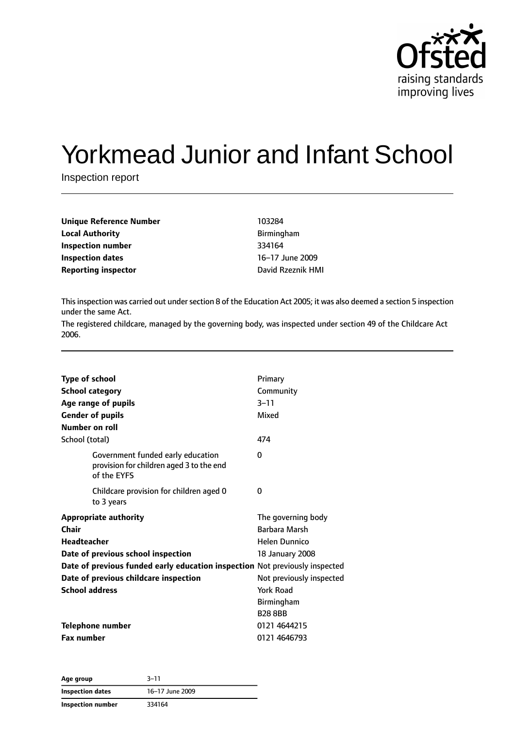# Yorkmead Junior and Infant School

Inspection report

| | |
|---|---|
| **Unique Reference Number** | 103284 |
| **Local Authority** | Birmingham |
| **Inspection number** | 334164 |
| **Inspection dates** | 16–17 June 2009 |
| **Reporting inspector** | David Rzeznik HMI |

This inspection was carried out under section 8 of the Education Act 2005; it was also deemed a section 5 inspection under the same Act.

The registered childcare, managed by the governing body, was inspected under section 49 of the Childcare Act 2006.

| | |
|---|---|
| **Type of school** | Primary |
| **School category** | Community |
| **Age range of pupils** | 3–11 |
| **Gender of pupils** | Mixed |
| **Number on roll** | |
| School (total) | 474 |
| Government funded early education provision for children aged 3 to the end of the EYFS | 0 |
| Childcare provision for children aged 0 to 3 years | 0 |
| **Appropriate authority** | The governing body |
| **Chair** | Barbara Marsh |
| **Headteacher** | Helen Dunnico |
| **Date of previous school inspection** | 18 January 2008 |
| **Date of previous funded early education inspection** | Not previously inspected |
| **Date of previous childcare inspection** | Not previously inspected |
| **School address** | York Road<br>Birmingham<br>B28 8BB |
| **Telephone number** | 0121 4644215 |
| **Fax number** | 0121 4646793 |

| | |
|---|---|
| **Age group** | 3–11 |
| **Inspection dates** | 16–17 June 2009 |
| **Inspection number** | 334164 |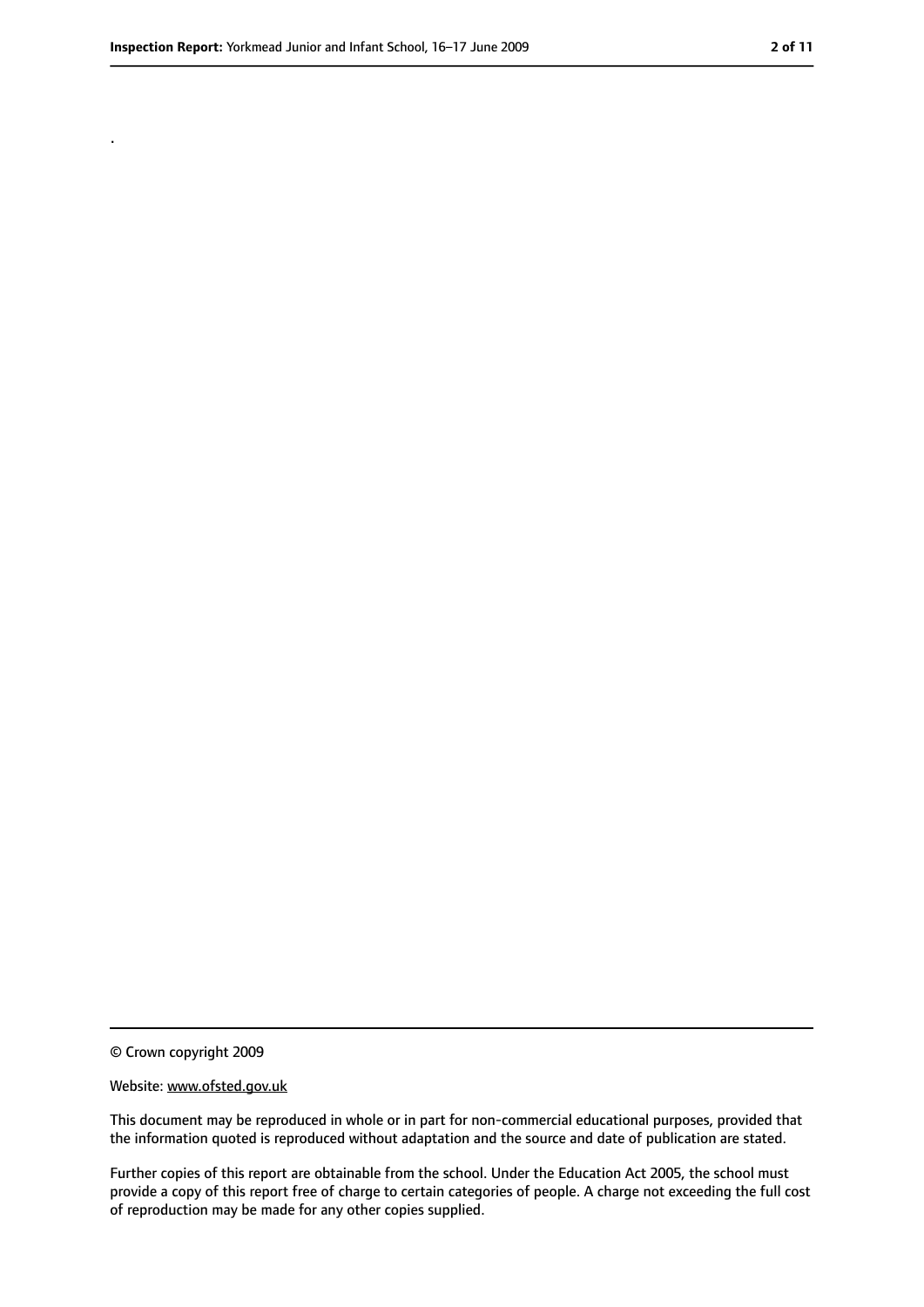.

© Crown copyright 2009

Website: www.ofsted.gov.uk

This document may be reproduced in whole or in part for non-commercial educational purposes, provided that the information quoted is reproduced without adaptation and the source and date of publication are stated.

Further copies of this report are obtainable from the school. Under the Education Act 2005, the school must provide a copy of this report free of charge to certain categories of people. A charge not exceeding the full cost of reproduction may be made for any other copies supplied.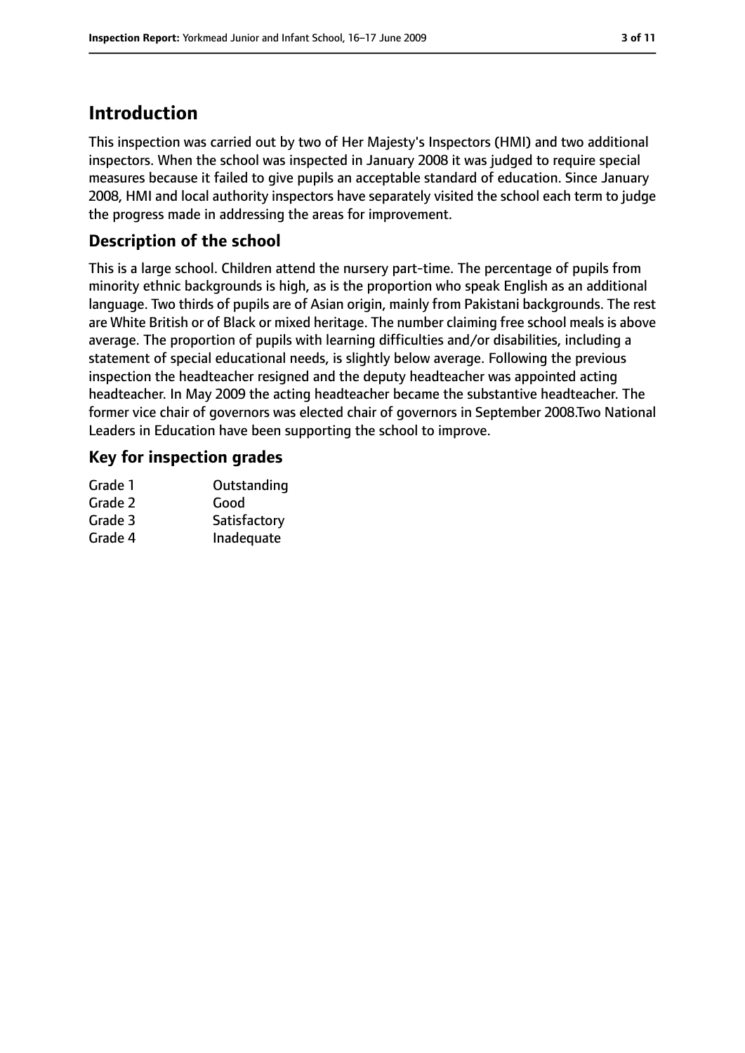# Introduction

This inspection was carried out by two of Her Majesty's Inspectors (HMI) and two additional inspectors. When the school was inspected in January 2008 it was judged to require special measures because it failed to give pupils an acceptable standard of education. Since January 2008, HMI and local authority inspectors have separately visited the school each term to judge the progress made in addressing the areas for improvement.

## Description of the school

This is a large school. Children attend the nursery part-time. The percentage of pupils from minority ethnic backgrounds is high, as is the proportion who speak English as an additional language. Two thirds of pupils are of Asian origin, mainly from Pakistani backgrounds. The rest are White British or of Black or mixed heritage. The number claiming free school meals is above average. The proportion of pupils with learning difficulties and/or disabilities, including a statement of special educational needs, is slightly below average. Following the previous inspection the headteacher resigned and the deputy headteacher was appointed acting headteacher. In May 2009 the acting headteacher became the substantive headteacher. The former vice chair of governors was elected chair of governors in September 2008.Two National Leaders in Education have been supporting the school to improve.

## Key for inspection grades

| | |
|---|---|
| Grade 1 | Outstanding |
| Grade 2 | Good |
| Grade 3 | Satisfactory |
| Grade 4 | Inadequate |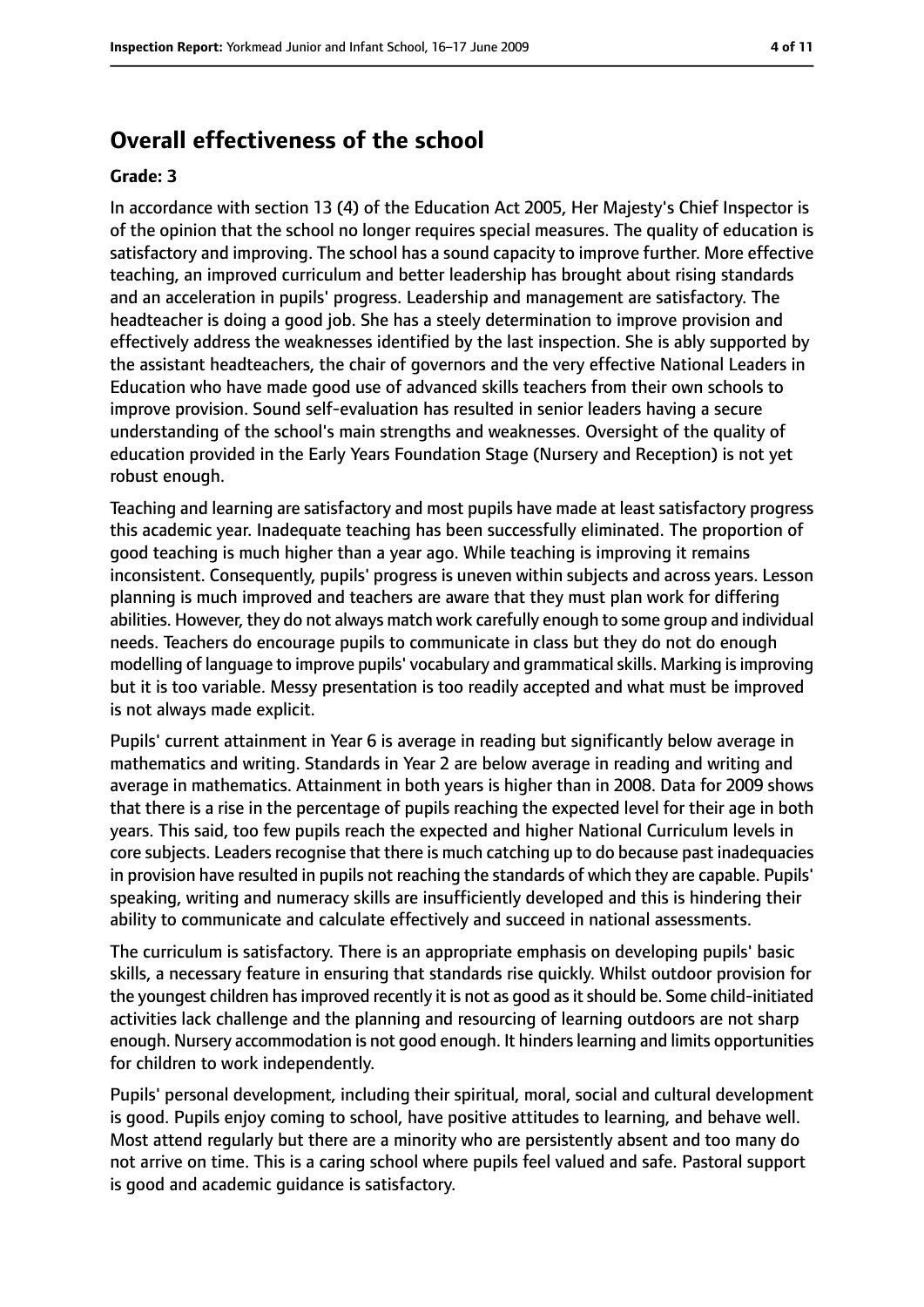## Overall effectiveness of the school

**Grade: 3**

In accordance with section 13 (4) of the Education Act 2005, Her Majesty's Chief Inspector is of the opinion that the school no longer requires special measures. The quality of education is satisfactory and improving. The school has a sound capacity to improve further. More effective teaching, an improved curriculum and better leadership has brought about rising standards and an acceleration in pupils' progress. Leadership and management are satisfactory. The headteacher is doing a good job. She has a steely determination to improve provision and effectively address the weaknesses identified by the last inspection. She is ably supported by the assistant headteachers, the chair of governors and the very effective National Leaders in Education who have made good use of advanced skills teachers from their own schools to improve provision. Sound self-evaluation has resulted in senior leaders having a secure understanding of the school's main strengths and weaknesses. Oversight of the quality of education provided in the Early Years Foundation Stage (Nursery and Reception) is not yet robust enough.

Teaching and learning are satisfactory and most pupils have made at least satisfactory progress this academic year. Inadequate teaching has been successfully eliminated. The proportion of good teaching is much higher than a year ago. While teaching is improving it remains inconsistent. Consequently, pupils' progress is uneven within subjects and across years. Lesson planning is much improved and teachers are aware that they must plan work for differing abilities. However, they do not always match work carefully enough to some group and individual needs. Teachers do encourage pupils to communicate in class but they do not do enough modelling of language to improve pupils' vocabulary and grammatical skills. Marking is improving but it is too variable. Messy presentation is too readily accepted and what must be improved is not always made explicit.

Pupils' current attainment in Year 6 is average in reading but significantly below average in mathematics and writing. Standards in Year 2 are below average in reading and writing and average in mathematics. Attainment in both years is higher than in 2008. Data for 2009 shows that there is a rise in the percentage of pupils reaching the expected level for their age in both years. This said, too few pupils reach the expected and higher National Curriculum levels in core subjects. Leaders recognise that there is much catching up to do because past inadequacies in provision have resulted in pupils not reaching the standards of which they are capable. Pupils' speaking, writing and numeracy skills are insufficiently developed and this is hindering their ability to communicate and calculate effectively and succeed in national assessments.

The curriculum is satisfactory. There is an appropriate emphasis on developing pupils' basic skills, a necessary feature in ensuring that standards rise quickly. Whilst outdoor provision for the youngest children has improved recently it is not as good as it should be. Some child-initiated activities lack challenge and the planning and resourcing of learning outdoors are not sharp enough. Nursery accommodation is not good enough. It hinders learning and limits opportunities for children to work independently.

Pupils' personal development, including their spiritual, moral, social and cultural development is good. Pupils enjoy coming to school, have positive attitudes to learning, and behave well. Most attend regularly but there are a minority who are persistently absent and too many do not arrive on time. This is a caring school where pupils feel valued and safe. Pastoral support is good and academic guidance is satisfactory.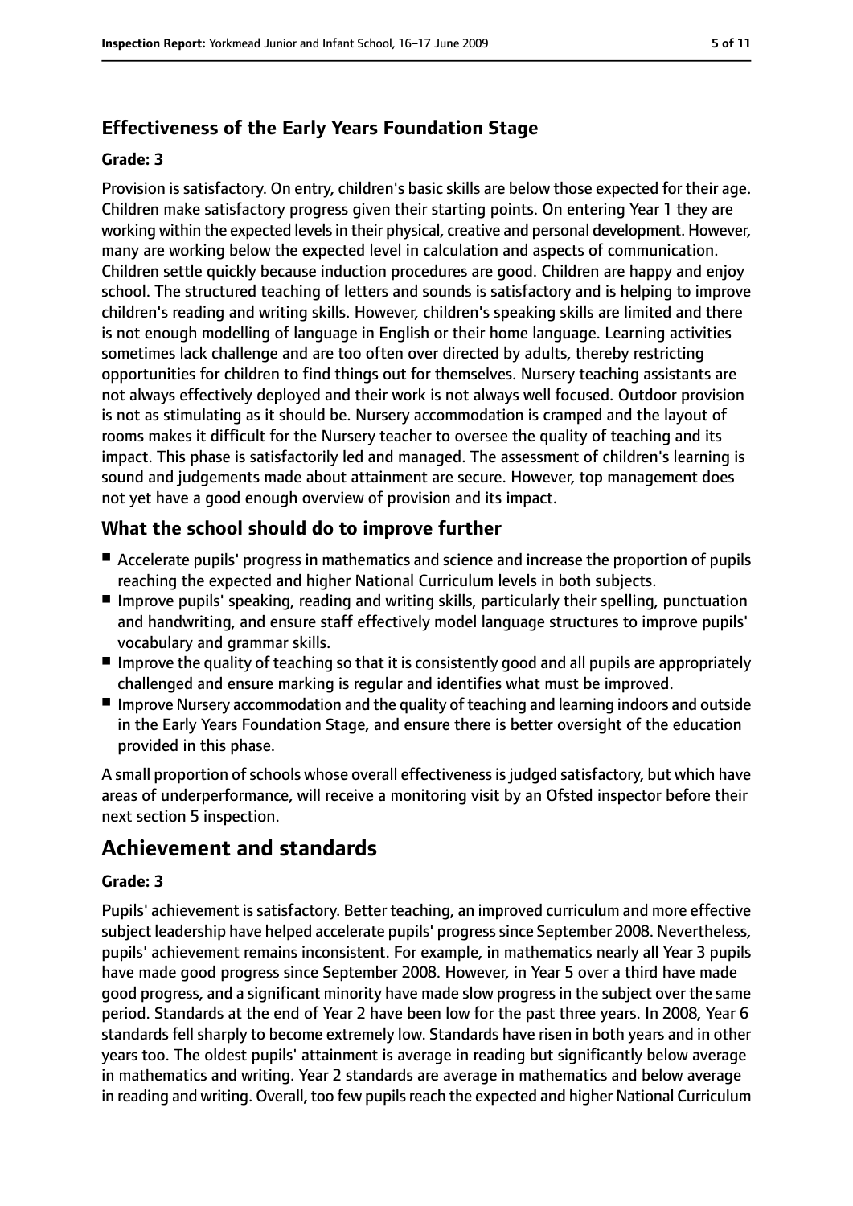### Effectiveness of the Early Years Foundation Stage

#### Grade: 3

Provision is satisfactory. On entry, children's basic skills are below those expected for their age. Children make satisfactory progress given their starting points. On entering Year 1 they are working within the expected levels in their physical, creative and personal development. However, many are working below the expected level in calculation and aspects of communication. Children settle quickly because induction procedures are good. Children are happy and enjoy school. The structured teaching of letters and sounds is satisfactory and is helping to improve children's reading and writing skills. However, children's speaking skills are limited and there is not enough modelling of language in English or their home language. Learning activities sometimes lack challenge and are too often over directed by adults, thereby restricting opportunities for children to find things out for themselves. Nursery teaching assistants are not always effectively deployed and their work is not always well focused. Outdoor provision is not as stimulating as it should be. Nursery accommodation is cramped and the layout of rooms makes it difficult for the Nursery teacher to oversee the quality of teaching and its impact. This phase is satisfactorily led and managed. The assessment of children's learning is sound and judgements made about attainment are secure. However, top management does not yet have a good enough overview of provision and its impact.

### What the school should do to improve further

- Accelerate pupils' progress in mathematics and science and increase the proportion of pupils reaching the expected and higher National Curriculum levels in both subjects.
- Improve pupils' speaking, reading and writing skills, particularly their spelling, punctuation and handwriting, and ensure staff effectively model language structures to improve pupils' vocabulary and grammar skills.
- Improve the quality of teaching so that it is consistently good and all pupils are appropriately challenged and ensure marking is regular and identifies what must be improved.
- Improve Nursery accommodation and the quality of teaching and learning indoors and outside in the Early Years Foundation Stage, and ensure there is better oversight of the education provided in this phase.

A small proportion of schools whose overall effectiveness is judged satisfactory, but which have areas of underperformance, will receive a monitoring visit by an Ofsted inspector before their next section 5 inspection.

## Achievement and standards

#### Grade: 3

Pupils' achievement is satisfactory. Better teaching, an improved curriculum and more effective subject leadership have helped accelerate pupils' progress since September 2008. Nevertheless, pupils' achievement remains inconsistent. For example, in mathematics nearly all Year 3 pupils have made good progress since September 2008. However, in Year 5 over a third have made good progress, and a significant minority have made slow progress in the subject over the same period. Standards at the end of Year 2 have been low for the past three years. In 2008, Year 6 standards fell sharply to become extremely low. Standards have risen in both years and in other years too. The oldest pupils' attainment is average in reading but significantly below average in mathematics and writing. Year 2 standards are average in mathematics and below average in reading and writing. Overall, too few pupils reach the expected and higher National Curriculum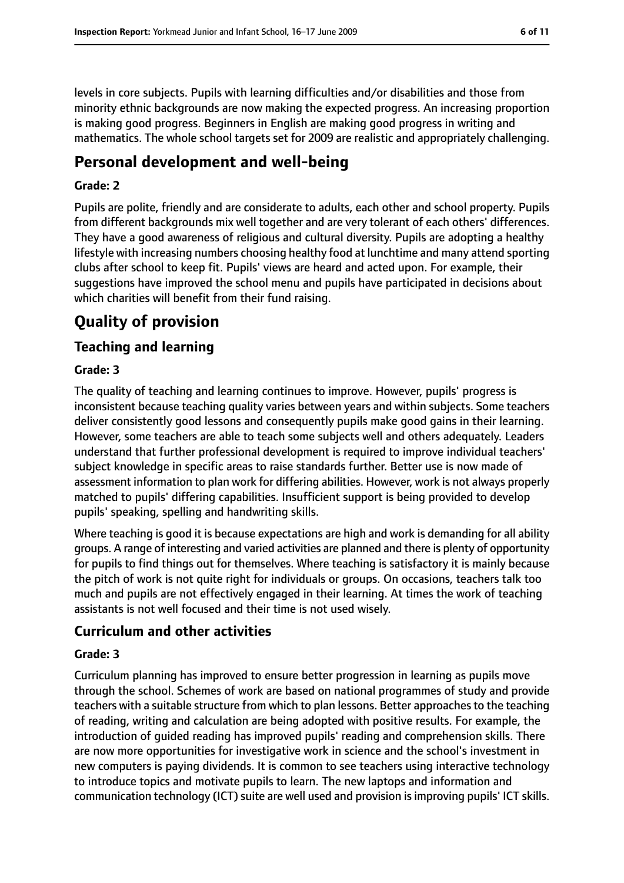levels in core subjects. Pupils with learning difficulties and/or disabilities and those from minority ethnic backgrounds are now making the expected progress. An increasing proportion is making good progress. Beginners in English are making good progress in writing and mathematics. The whole school targets set for 2009 are realistic and appropriately challenging.

# Personal development and well-being

**Grade: 2**

Pupils are polite, friendly and are considerate to adults, each other and school property. Pupils from different backgrounds mix well together and are very tolerant of each others' differences. They have a good awareness of religious and cultural diversity. Pupils are adopting a healthy lifestyle with increasing numbers choosing healthy food at lunchtime and many attend sporting clubs after school to keep fit. Pupils' views are heard and acted upon. For example, their suggestions have improved the school menu and pupils have participated in decisions about which charities will benefit from their fund raising.

# Quality of provision

## Teaching and learning

**Grade: 3**

The quality of teaching and learning continues to improve. However, pupils' progress is inconsistent because teaching quality varies between years and within subjects. Some teachers deliver consistently good lessons and consequently pupils make good gains in their learning. However, some teachers are able to teach some subjects well and others adequately. Leaders understand that further professional development is required to improve individual teachers' subject knowledge in specific areas to raise standards further. Better use is now made of assessment information to plan work for differing abilities. However, work is not always properly matched to pupils' differing capabilities. Insufficient support is being provided to develop pupils' speaking, spelling and handwriting skills.

Where teaching is good it is because expectations are high and work is demanding for all ability groups. A range of interesting and varied activities are planned and there is plenty of opportunity for pupils to find things out for themselves. Where teaching is satisfactory it is mainly because the pitch of work is not quite right for individuals or groups. On occasions, teachers talk too much and pupils are not effectively engaged in their learning. At times the work of teaching assistants is not well focused and their time is not used wisely.

## Curriculum and other activities

**Grade: 3**

Curriculum planning has improved to ensure better progression in learning as pupils move through the school. Schemes of work are based on national programmes of study and provide teachers with a suitable structure from which to plan lessons. Better approaches to the teaching of reading, writing and calculation are being adopted with positive results. For example, the introduction of guided reading has improved pupils' reading and comprehension skills. There are now more opportunities for investigative work in science and the school's investment in new computers is paying dividends. It is common to see teachers using interactive technology to introduce topics and motivate pupils to learn. The new laptops and information and communication technology (ICT) suite are well used and provision is improving pupils' ICT skills.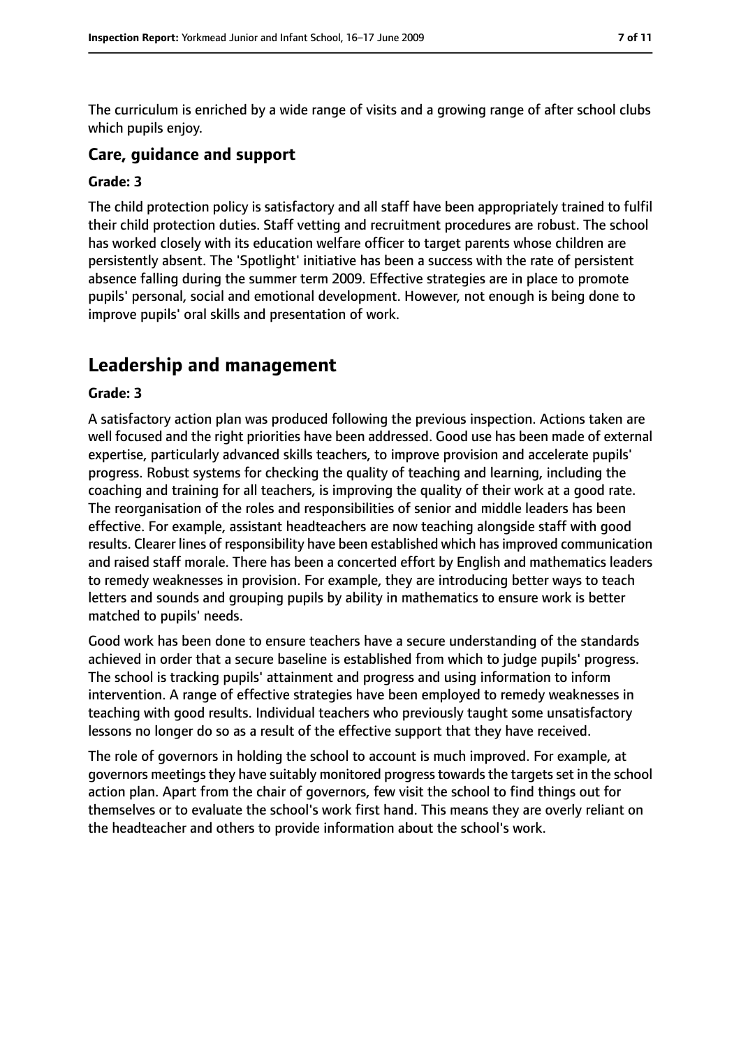The curriculum is enriched by a wide range of visits and a growing range of after school clubs which pupils enjoy.

### Care, guidance and support

#### Grade: 3

The child protection policy is satisfactory and all staff have been appropriately trained to fulfil their child protection duties. Staff vetting and recruitment procedures are robust. The school has worked closely with its education welfare officer to target parents whose children are persistently absent. The 'Spotlight' initiative has been a success with the rate of persistent absence falling during the summer term 2009. Effective strategies are in place to promote pupils' personal, social and emotional development. However, not enough is being done to improve pupils' oral skills and presentation of work.

## Leadership and management

#### Grade: 3

A satisfactory action plan was produced following the previous inspection. Actions taken are well focused and the right priorities have been addressed. Good use has been made of external expertise, particularly advanced skills teachers, to improve provision and accelerate pupils' progress. Robust systems for checking the quality of teaching and learning, including the coaching and training for all teachers, is improving the quality of their work at a good rate. The reorganisation of the roles and responsibilities of senior and middle leaders has been effective. For example, assistant headteachers are now teaching alongside staff with good results. Clearer lines of responsibility have been established which has improved communication and raised staff morale. There has been a concerted effort by English and mathematics leaders to remedy weaknesses in provision. For example, they are introducing better ways to teach letters and sounds and grouping pupils by ability in mathematics to ensure work is better matched to pupils' needs.

Good work has been done to ensure teachers have a secure understanding of the standards achieved in order that a secure baseline is established from which to judge pupils' progress. The school is tracking pupils' attainment and progress and using information to inform intervention. A range of effective strategies have been employed to remedy weaknesses in teaching with good results. Individual teachers who previously taught some unsatisfactory lessons no longer do so as a result of the effective support that they have received.

The role of governors in holding the school to account is much improved. For example, at governors meetings they have suitably monitored progress towards the targets set in the school action plan. Apart from the chair of governors, few visit the school to find things out for themselves or to evaluate the school's work first hand. This means they are overly reliant on the headteacher and others to provide information about the school's work.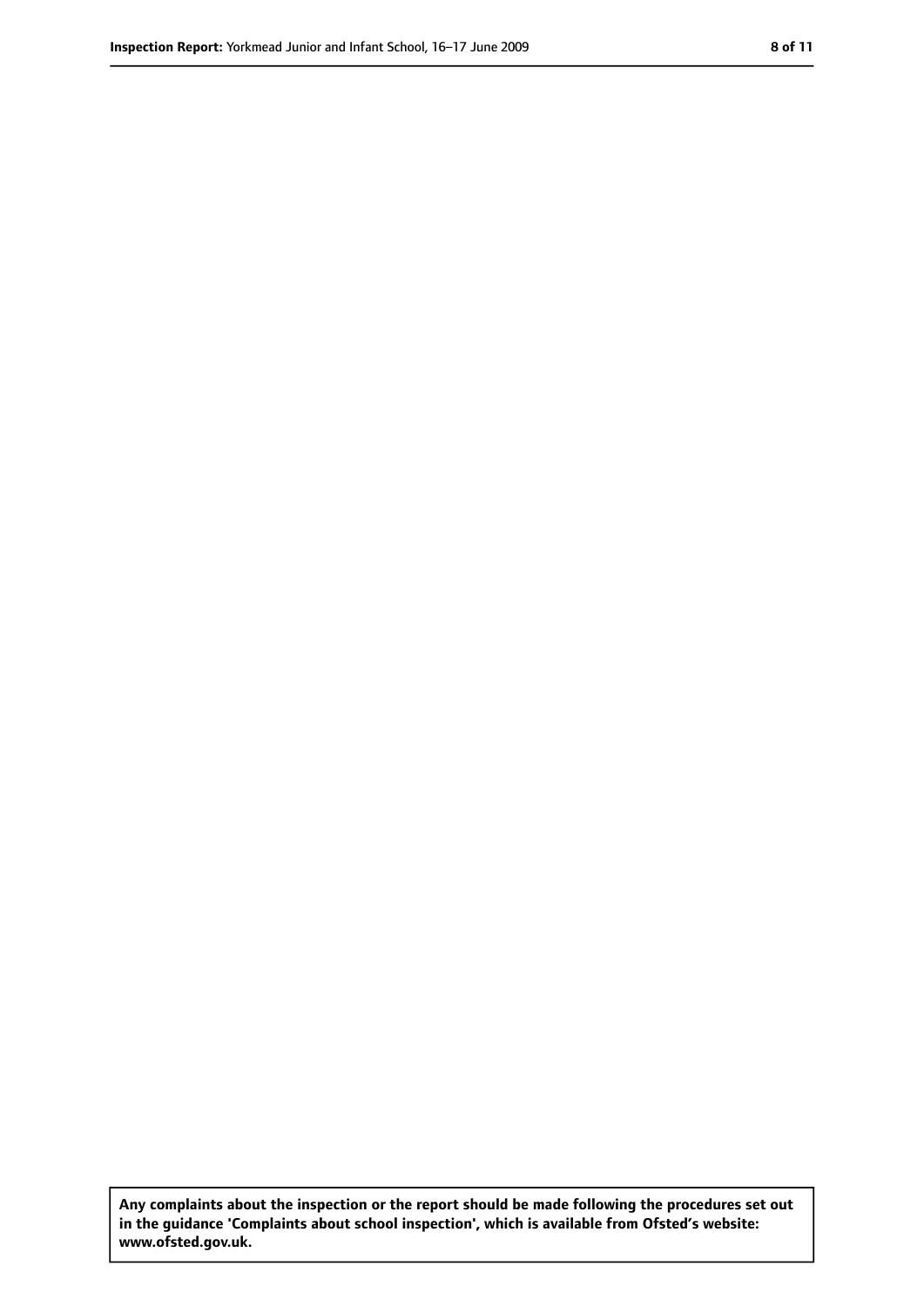**Any complaints about the inspection or the report should be made following the procedures set out in the guidance 'Complaints about school inspection', which is available from Ofsted's website: www.ofsted.gov.uk.**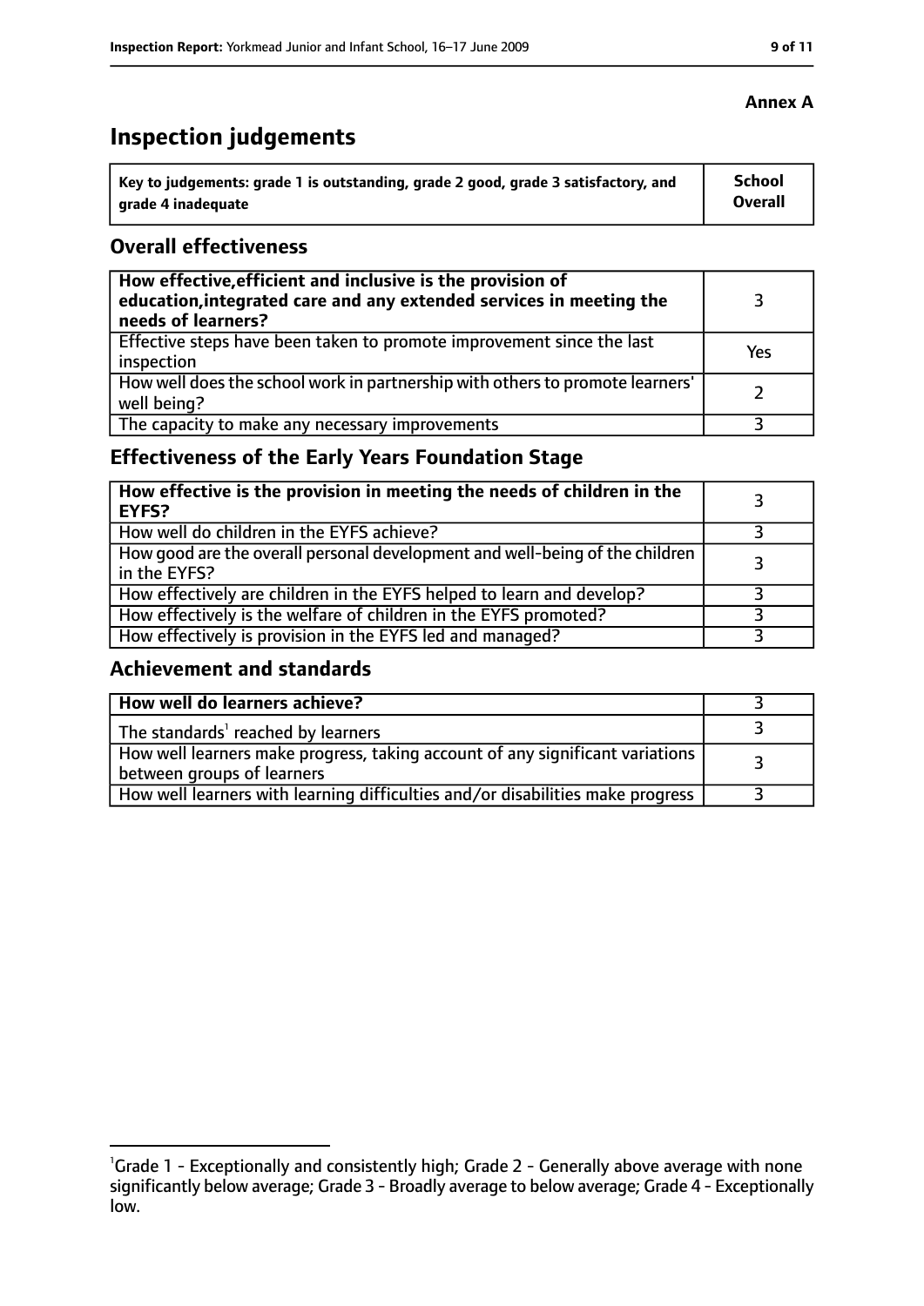**Annex A**

# Inspection judgements

| Key to judgements: grade 1 is outstanding, grade 2 good, grade 3 satisfactory, and grade 4 inadequate | School Overall |
|---|---|

## Overall effectiveness

| | |
|---|---|
| **How effective, efficient and inclusive is the provision of education, integrated care and any extended services in meeting the needs of learners?** | 3 |
| Effective steps have been taken to promote improvement since the last inspection | Yes |
| How well does the school work in partnership with others to promote learners' well being? | 2 |
| The capacity to make any necessary improvements | 3 |

## Effectiveness of the Early Years Foundation Stage

| | |
|---|---|
| **How effective is the provision in meeting the needs of children in the EYFS?** | 3 |
| How well do children in the EYFS achieve? | 3 |
| How good are the overall personal development and well-being of the children in the EYFS? | 3 |
| How effectively are children in the EYFS helped to learn and develop? | 3 |
| How effectively is the welfare of children in the EYFS promoted? | 3 |
| How effectively is provision in the EYFS led and managed? | 3 |

## Achievement and standards

| | |
|---|---|
| **How well do learners achieve?** | 3 |
| The standards[1] reached by learners | 3 |
| How well learners make progress, taking account of any significant variations between groups of learners | 3 |
| How well learners with learning difficulties and/or disabilities make progress | 3 |

[1]Grade 1 - Exceptionally and consistently high; Grade 2 - Generally above average with none significantly below average; Grade 3 - Broadly average to below average; Grade 4 - Exceptionally low.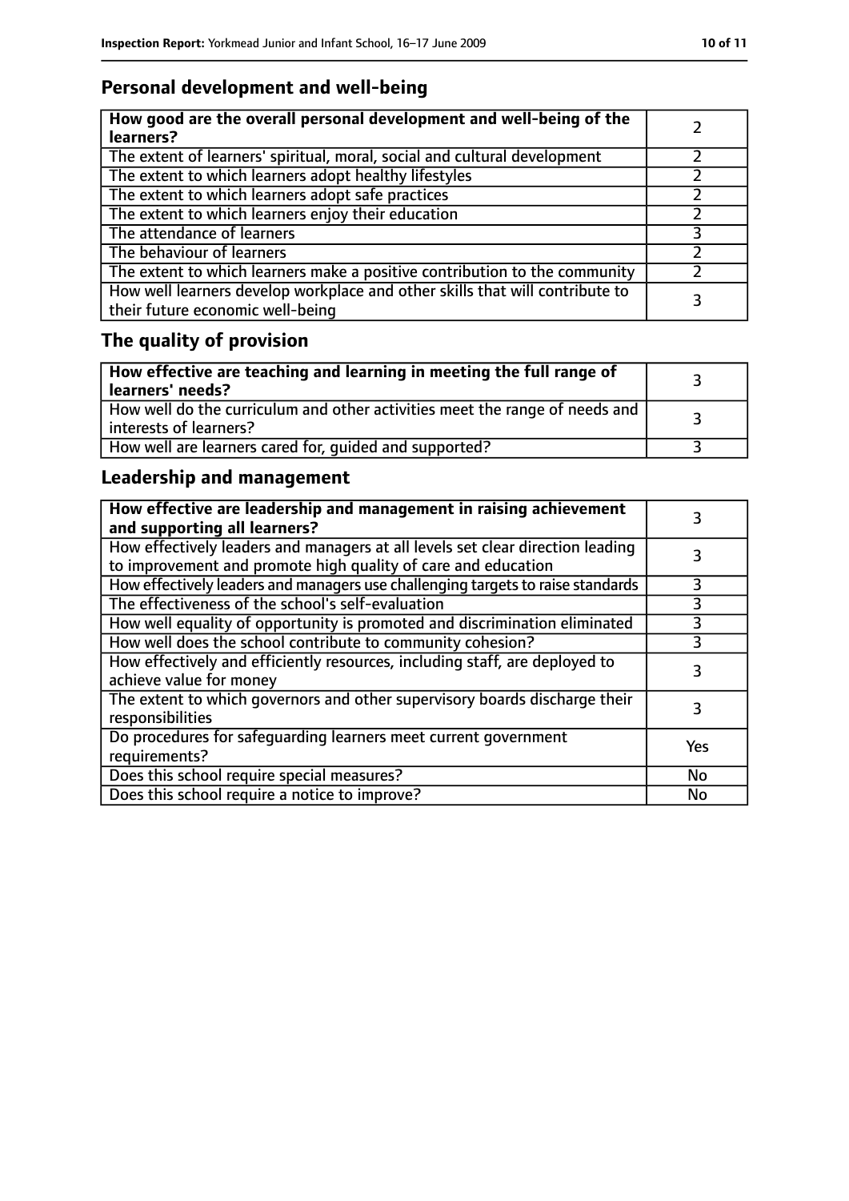## Personal development and well-being

| How good are the overall personal development and well-being of the learners? | 2 |
|---|---|
| The extent of learners' spiritual, moral, social and cultural development | 2 |
| The extent to which learners adopt healthy lifestyles | 2 |
| The extent to which learners adopt safe practices | 2 |
| The extent to which learners enjoy their education | 2 |
| The attendance of learners | 3 |
| The behaviour of learners | 2 |
| The extent to which learners make a positive contribution to the community | 2 |
| How well learners develop workplace and other skills that will contribute to their future economic well-being | 3 |

## The quality of provision

| How effective are teaching and learning in meeting the full range of learners' needs? | 3 |
|---|---|
| How well do the curriculum and other activities meet the range of needs and interests of learners? | 3 |
| How well are learners cared for, guided and supported? | 3 |

## Leadership and management

| How effective are leadership and management in raising achievement and supporting all learners? | 3 |
|---|---|
| How effectively leaders and managers at all levels set clear direction leading to improvement and promote high quality of care and education | 3 |
| How effectively leaders and managers use challenging targets to raise standards | 3 |
| The effectiveness of the school's self-evaluation | 3 |
| How well equality of opportunity is promoted and discrimination eliminated | 3 |
| How well does the school contribute to community cohesion? | 3 |
| How effectively and efficiently resources, including staff, are deployed to achieve value for money | 3 |
| The extent to which governors and other supervisory boards discharge their responsibilities | 3 |
| Do procedures for safeguarding learners meet current government requirements? | Yes |
| Does this school require special measures? | No |
| Does this school require a notice to improve? | No |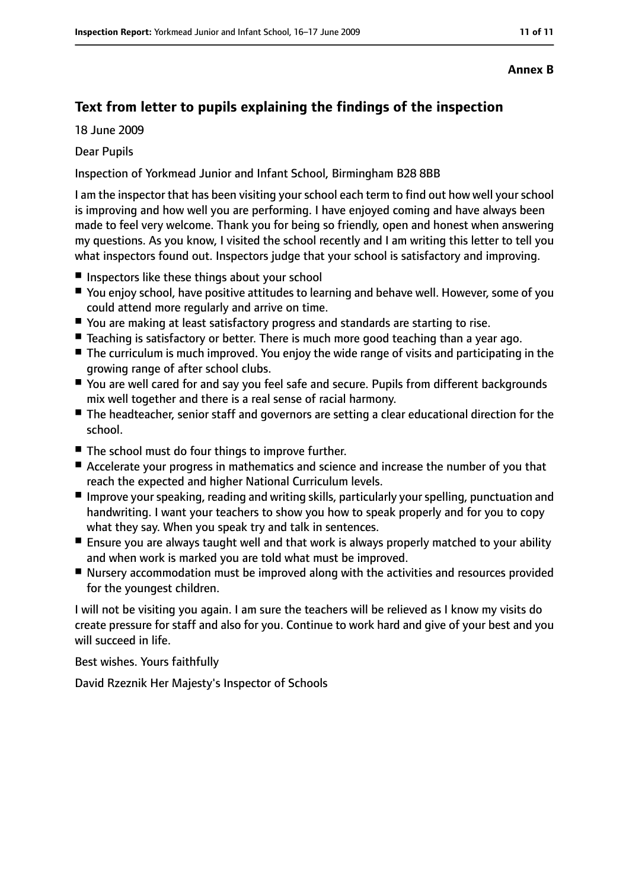**Annex B**

## Text from letter to pupils explaining the findings of the inspection

18 June 2009

Dear Pupils

Inspection of Yorkmead Junior and Infant School, Birmingham B28 8BB

I am the inspector that has been visiting your school each term to find out how well your school is improving and how well you are performing. I have enjoyed coming and have always been made to feel very welcome. Thank you for being so friendly, open and honest when answering my questions. As you know, I visited the school recently and I am writing this letter to tell you what inspectors found out. Inspectors judge that your school is satisfactory and improving.

- Inspectors like these things about your school
- You enjoy school, have positive attitudes to learning and behave well. However, some of you could attend more regularly and arrive on time.
- You are making at least satisfactory progress and standards are starting to rise.
- Teaching is satisfactory or better. There is much more good teaching than a year ago.
- The curriculum is much improved. You enjoy the wide range of visits and participating in the growing range of after school clubs.
- You are well cared for and say you feel safe and secure. Pupils from different backgrounds mix well together and there is a real sense of racial harmony.
- The headteacher, senior staff and governors are setting a clear educational direction for the school.

- The school must do four things to improve further.
- Accelerate your progress in mathematics and science and increase the number of you that reach the expected and higher National Curriculum levels.
- Improve your speaking, reading and writing skills, particularly your spelling, punctuation and handwriting. I want your teachers to show you how to speak properly and for you to copy what they say. When you speak try and talk in sentences.
- Ensure you are always taught well and that work is always properly matched to your ability and when work is marked you are told what must be improved.
- Nursery accommodation must be improved along with the activities and resources provided for the youngest children.

I will not be visiting you again. I am sure the teachers will be relieved as I know my visits do create pressure for staff and also for you. Continue to work hard and give of your best and you will succeed in life.

Best wishes. Yours faithfully

David Rzeznik Her Majesty's Inspector of Schools